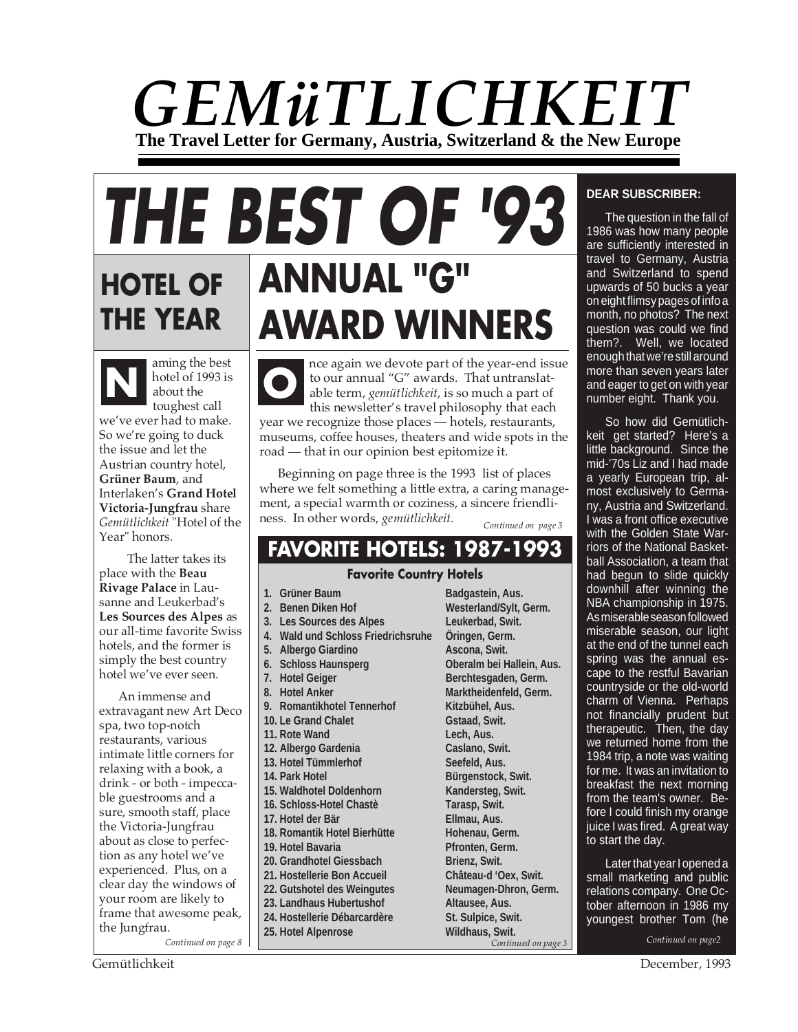# GEMüTLICHKEIT

**The Travel Letter for Germany, Austria, Switzerland & the New Europe**

# THE BEST OF '93

## HOTEL OF THE YEAR

Naming the best hotel of 1993 is about the toughest call we've ever had to make. So we're going to duck the issue and let the Austrian country hotel, **Grüner Baum**, and Interlaken's **Grand Hotel Victoria-Jungfrau** share *Gemütlichkeit* "Hotel of the Year" honors.

The latter takes its place with the **Beau Rivage Palace** in Lausanne and Leukerbad's **Les Sources des Alpes** as our all-time favorite Swiss hotels, and the former is simply the best country hotel we've ever seen.

An immense and extravagant new Art Deco spa, two top-notch restaurants, various intimate little corners for relaxing with a book, a drink - or both - impeccable guestrooms and a sure, smooth staff, place the Victoria-Jungfrau about as close to perfection as any hotel we've experienced. Plus, on a clear day the windows of your room are likely to frame that awesome peak, the Jungfrau.

*Continued on page 8*

## ANNUAL "G" AWARD WINNERS

Once again we devote part of the year-end issue to our annual "G" awards. That untranslatable term, *gemütlichkeit*, is so much a part of this newsletter's travel philosophy that each year we recognize those places — hotels, restaurants, museums, coffee houses, theaters and wide spots in the road — that in our opinion best epitomize it.

Beginning on page three is the 1993 list of places where we felt something a little extra, a caring management, a special warmth or coziness, a sincere friendliness. In other words, *gemütlichkeit*.

*Continued on page 3*

## FAVORITE HOTELS: 1987-1993

### Favorite Country Hotels

| Hotel | Location |
|---|---|
| 1. Grüner Baum | Badgastein, Aus. |
| 2. Benen Diken Hof | Westerland/Sylt, Germ. |
| 3. Les Sources des Alpes | Leukerbad, Swit. |
| 4. Wald und Schloss Friedrichsruhe | Öringen, Germ. |
| 5. Albergo Giardino | Ascona, Swit. |
| 6. Schloss Haunsperg | Oberalm bei Hallein, Aus. |
| 7. Hotel Geiger | Berchtesgaden, Germ. |
| 8. Hotel Anker | Marktheidenfeld, Germ. |
| 9. Romantikhotel Tennerhof | Kitzbühel, Aus. |
| 10. Le Grand Chalet | Gstaad, Swit. |
| 11. Rote Wand | Lech, Aus. |
| 12. Albergo Gardenia | Caslano, Swit. |
| 13. Hotel Tümmlerhof | Seefeld, Aus. |
| 14. Park Hotel | Bürgenstock, Swit. |
| 15. Waldhotel Doldenhorn | Kandersteg, Swit. |
| 16. Schloss-Hotel Chastè | Tarasp, Swit. |
| 17. Hotel der Bär | Ellmau, Aus. |
| 18. Romantik Hotel Bierhütte | Hohenau, Germ. |
| 19. Hotel Bavaria | Pfronten, Germ. |
| 20. Grandhotel Giessbach | Brienz, Swit. |
| 21. Hostellerie Bon Accueil | Château-d 'Oex, Swit. |
| 22. Gutshotel des Weingutes | Neumagen-Dhron, Germ. |
| 23. Landhaus Hubertushof | Altausee, Aus. |
| 24. Hostellerie Débarcardère | St. Sulpice, Swit. |
| 25. Hotel Alpenrose | Wildhaus, Swit. |

*Continued on page 3*

**DEAR SUBSCRIBER:**

The question in the fall of 1986 was how many people are sufficiently interested in travel to Germany, Austria and Switzerland to spend upwards of 50 bucks a year on eight flimsy pages of info a month, no photos? The next question was could we find them?. Well, we located enough that we're still around more than seven years later and eager to get on with year number eight. Thank you.

So how did Gemütlichkeit get started? Here's a little background. Since the mid-'70s Liz and I had made a yearly European trip, almost exclusively to Germany, Austria and Switzerland. I was a front office executive with the Golden State Warriors of the National Basketball Association, a team that had begun to slide quickly downhill after winning the NBA championship in 1975. As miserable season followed miserable season, our light at the end of the tunnel each spring was the annual escape to the restful Bavarian countryside or the old-world charm of Vienna. Perhaps not financially prudent but therapeutic. Then, the day we returned home from the 1984 trip, a note was waiting for me. It was an invitation to breakfast the next morning from the team's owner. Before I could finish my orange juice I was fired. A great way to start the day.

Later that year I opened a small marketing and public relations company. One October afternoon in 1986 my youngest brother Tom (he

*Continued on page2*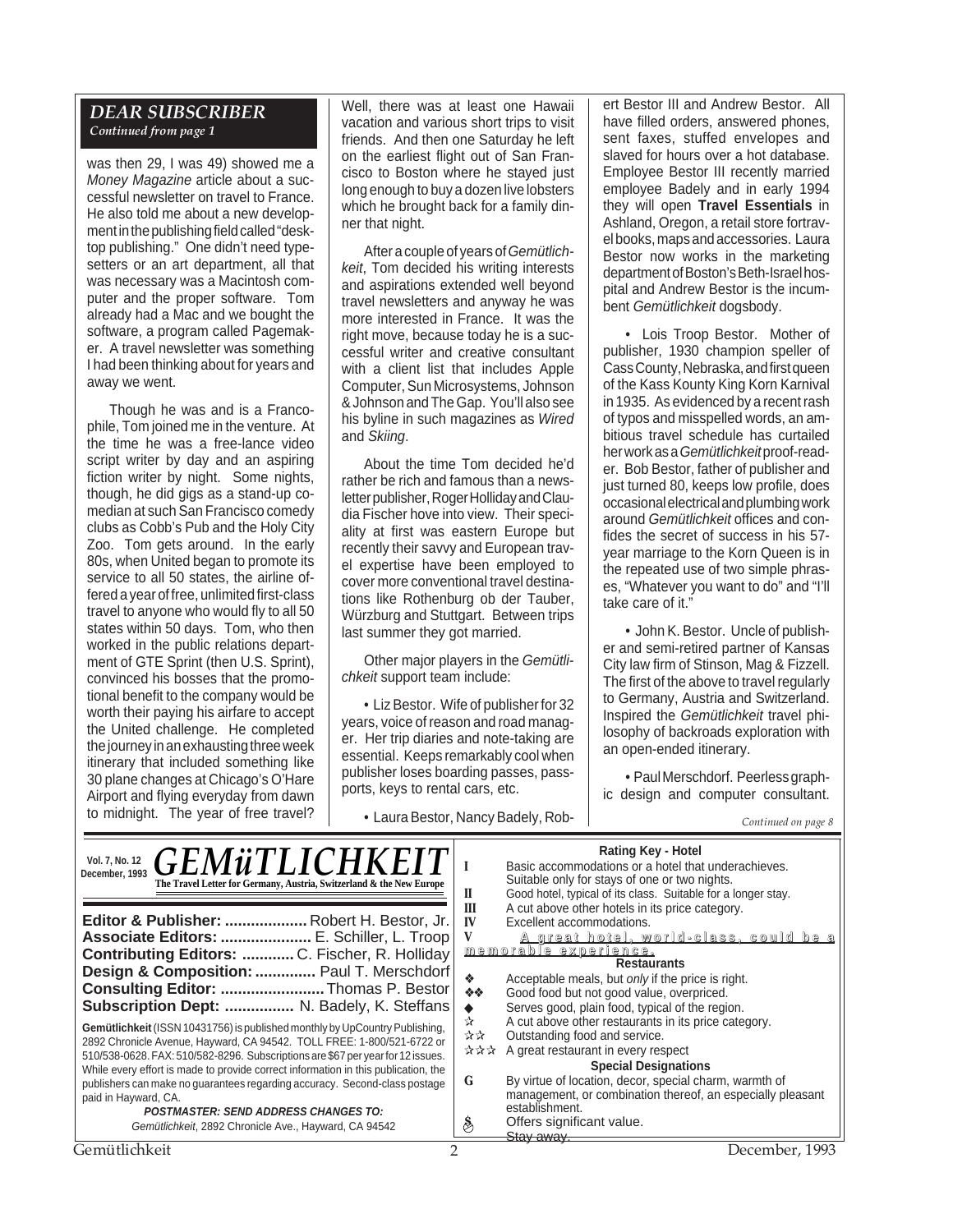## DEAR SUBSCRIBER

*Continued from page 1*

was then 29, I was 49) showed me a *Money Magazine* article about a successful newsletter on travel to France. He also told me about a new development in the publishing field called "desktop publishing." One didn't need typesetters or an art department, all that was necessary was a Macintosh computer and the proper software. Tom already had a Mac and we bought the software, a program called Pagemaker. A travel newsletter was something I had been thinking about for years and away we went.

Though he was and is a Francophile, Tom joined me in the venture. At the time he was a free-lance video script writer by day and an aspiring fiction writer by night. Some nights, though, he did gigs as a stand-up comedian at such San Francisco comedy clubs as Cobb's Pub and the Holy City Zoo. Tom gets around. In the early 80s, when United began to promote its service to all 50 states, the airline offered a year of free, unlimited first-class travel to anyone who would fly to all 50 states within 50 days. Tom, who then worked in the public relations department of GTE Sprint (then U.S. Sprint), convinced his bosses that the promotional benefit to the company would be worth their paying his airfare to accept the United challenge. He completed the journey in an exhausting three week itinerary that included something like 30 plane changes at Chicago's O'Hare Airport and flying everyday from dawn to midnight. The year of free travel? Well, there was at least one Hawaii vacation and various short trips to visit friends. And then one Saturday he left on the earliest flight out of San Francisco to Boston where he stayed just long enough to buy a dozen live lobsters which he brought back for a family dinner that night.

After a couple of years of *Gemütlichkeit*, Tom decided his writing interests and aspirations extended well beyond travel newsletters and anyway he was more interested in France. It was the right move, because today he is a successful writer and creative consultant with a client list that includes Apple Computer, Sun Microsystems, Johnson & Johnson and The Gap. You'll also see his byline in such magazines as *Wired* and *Skiing*.

About the time Tom decided he'd rather be rich and famous than a newsletter publisher, Roger Holliday and Claudia Fischer hove into view. Their speciality at first was eastern Europe but recently their savvy and European travel expertise have been employed to cover more conventional travel destinations like Rothenburg ob der Tauber, Würzburg and Stuttgart. Between trips last summer they got married.

Other major players in the *Gemütlichkeit* support team include:

• Liz Bestor. Wife of publisher for 32 years, voice of reason and road manager. Her trip diaries and note-taking are essential. Keeps remarkably cool when publisher loses boarding passes, passports, keys to rental cars, etc.

• Laura Bestor, Nancy Badely, Robert Bestor III and Andrew Bestor. All have filled orders, answered phones, sent faxes, stuffed envelopes and slaved for hours over a hot database. Employee Bestor III recently married employee Badely and in early 1994 they will open **Travel Essentials** in Ashland, Oregon, a retail store for travel books, maps and accessories. Laura Bestor now works in the marketing department of Boston's Beth-Israel hospital and Andrew Bestor is the incumbent *Gemütlichkeit* dogsbody.

• Lois Troop Bestor. Mother of publisher, 1930 champion speller of Cass County, Nebraska, and first queen of the Kass Kounty King Korn Karnival in 1935. As evidenced by a recent rash of typos and misspelled words, an ambitious travel schedule has curtailed her work as a *Gemütlichkeit* proof-reader. Bob Bestor, father of publisher and just turned 80, keeps low profile, does occasional electrical and plumbing work around *Gemütlichkeit* offices and confides the secret of success in his 57-year marriage to the Korn Queen is in the repeated use of two simple phrases, "Whatever you want to do" and "I'll take care of it."

• John K. Bestor. Uncle of publisher and semi-retired partner of Kansas City law firm of Stinson, Mag & Fizzell. The first of the above to travel regularly to Germany, Austria and Switzerland. Inspired the *Gemütlichkeit* travel philosophy of backroads exploration with an open-ended itinerary.

• Paul Merschdorf. Peerless graphic design and computer consultant.

*Continued on page 8*

---

Vol. 7, No. 12
December, 1993

# GEMüTLICHKEIT

**The Travel Letter for Germany, Austria, Switzerland & the New Europe**

**Editor & Publisher:** Robert H. Bestor, Jr.
**Associate Editors:** E. Schiller, L. Troop
**Contributing Editors:** C. Fischer, R. Holliday
**Design & Composition:** Paul T. Merschdorf
**Consulting Editor:** Thomas P. Bestor
**Subscription Dept:** N. Badely, K. Steffans

**Gemütlichkeit** (ISSN 10431756) is published monthly by UpCountry Publishing, 2892 Chronicle Avenue, Hayward, CA 94542. TOLL FREE: 1-800/521-6722 or 510/538-0628. FAX: 510/582-8296. Subscriptions are $67 per year for 12 issues. While every effort is made to provide correct information in this publication, the publishers can make no guarantees regarding accuracy. Second-class postage paid in Hayward, CA.

***POSTMASTER: SEND ADDRESS CHANGES TO:***
*Gemütlichkeit*, 2892 Chronicle Ave., Hayward, CA 94542

**Rating Key - Hotel**

| | |
|---|---|
| I | Basic accommodations or a hotel that underachieves. Suitable only for stays of one or two nights. |
| II | Good hotel, typical of its class. Suitable for a longer stay. |
| III | A cut above other hotels in its price category. |
| IV | Excellent accommodations. |
| V | A great hotel, world-class, could be a memorable experience. |

**Restaurants**

| | |
|---|---|
| ❖ | Acceptable meals, but *only* if the price is right. |
| ❖❖ | Good food but not good value, overpriced. |
| ◆ | Serves good, plain food, typical of the region. |
| ☆ | A cut above other restaurants in its price category. |
| ☆☆ | Outstanding food and service. |
| ☆☆☆ | A great restaurant in every respect |

**Special Designations**

| | |
|---|---|
| G | By virtue of location, decor, special charm, warmth of management, or combination thereof, an especially pleasant establishment. |
| $ | Offers significant value. |
| | ~~Stay away.~~ |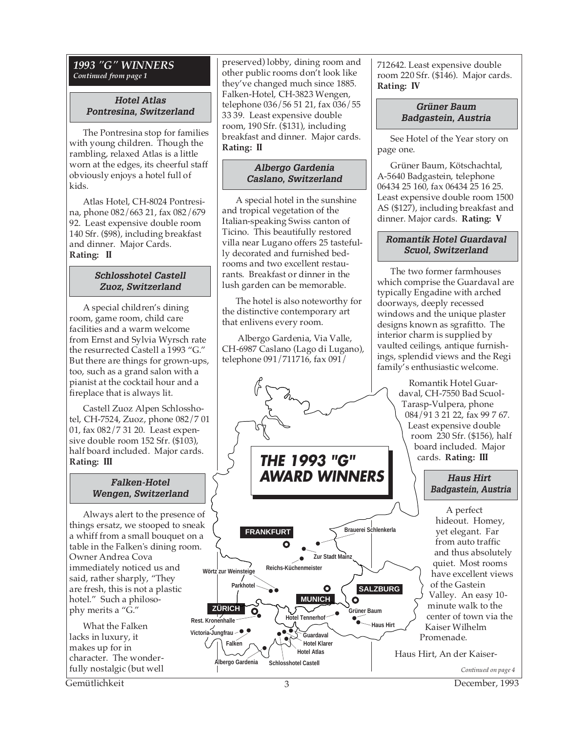## 1993 "G" WINNERS

*Continued from page 1*

### Hotel Atlas
### Pontresina, Switzerland

The Pontresina stop for families with young children. Though the rambling, relaxed Atlas is a little worn at the edges, its cheerful staff obviously enjoys a hotel full of kids.

Atlas Hotel, CH-8024 Pontresina, phone 082/663 21, fax 082/679 92. Least expensive double room 140 Sfr. ($98), including breakfast and dinner. Major Cards. **Rating: II**

### Schlosshotel Castell
### Zuoz, Switzerland

A special children's dining room, game room, child care facilities and a warm welcome from Ernst and Sylvia Wyrsch rate the resurrected Castell a 1993 "G." But there are things for grown-ups, too, such as a grand salon with a pianist at the cocktail hour and a fireplace that is always lit.

Castell Zuoz Alpen Schlosshotel, CH-7524, Zuoz, phone 082/7 01 01, fax 082/7 31 20. Least expensive double room 152 Sfr. ($103), half board included. Major cards. **Rating: III**

### Falken-Hotel
### Wengen, Switzerland

Always alert to the presence of things ersatz, we stooped to sneak a whiff from a small bouquet on a table in the Falken's dining room. Owner Andrea Cova immediately noticed us and said, rather sharply, "They are fresh, this is not a plastic hotel." Such a philosophy merits a "G."

What the Falken lacks in luxury, it makes up for in character. The wonderfully nostalgic (but well preserved) lobby, dining room and other public rooms don't look like they've changed much since 1885. Falken-Hotel, CH-3823 Wengen, telephone 036/56 51 21, fax 036/55 33 39. Least expensive double room, 190 Sfr. ($131), including breakfast and dinner. Major cards. **Rating: II**

### Albergo Gardenia
### Caslano, Switzerland

A special hotel in the sunshine and tropical vegetation of the Italian-speaking Swiss canton of Ticino. This beautifully restored villa near Lugano offers 25 tastefully decorated and furnished bedrooms and two excellent restaurants. Breakfast or dinner in the lush garden can be memorable.

The hotel is also noteworthy for the distinctive contemporary art that enlivens every room.

Albergo Gardenia, Via Valle, CH-6987 Caslano (Lago di Lugano), telephone 091/711716, fax 091/712642. Least expensive double room 220 Sfr. ($146). Major cards. **Rating: IV**

### Grüner Baum
### Badgastein, Austria

See Hotel of the Year story on page one.

Grüner Baum, Kötschachtal, A-5640 Badgastein, telephone 06434 25 160, fax 06434 25 16 25. Least expensive double room 1500 AS ($127), including breakfast and dinner. Major cards. **Rating: V**

### Romantik Hotel Guardaval
### Scuol, Switzerland

The two former farmhouses which comprise the Guardaval are typically Engadine with arched doorways, deeply recessed windows and the unique plaster designs known as sgrafitto. The interior charm is supplied by vaulted ceilings, antique furnishings, splendid views and the Regi family's enthusiastic welcome.

Romantik Hotel Guardaval, CH-7550 Bad Scuol-Tarasp-Vulpera, phone 084/91 3 21 22, fax 99 7 67. Least expensive double room 230 Sfr. ($156), half board included. Major cards. **Rating: III**

### Haus Hirt
### Badgastein, Austria

A perfect hideout. Homey, yet elegant. Far from auto traffic and thus absolutely quiet. Most rooms have excellent views of the Gastein Valley. An easy 10-minute walk to the center of town via the Kaiser Wilhelm Promenade.

Haus Hirt, An der Kaiser-

*Continued on page 4*

**THE 1993 "G" AWARD WINNERS**

FRANKFURT, MUNICH, SALZBURG, ZÜRICH — Brauerei Schlenkerla, Zur Stadt Mainz, Reichs-Küchenmeister, Wörtz zur Weinsteige, Parkhotel, Rest. Kronenhalle, Victoria-Jungfrau, Falken, Albergo Gardenia, Schlosshotel Castell, Hotel Atlas, Hotel Klarer, Guardaval, Hotel Tennerhof, Grüner Baum, Haus Hirt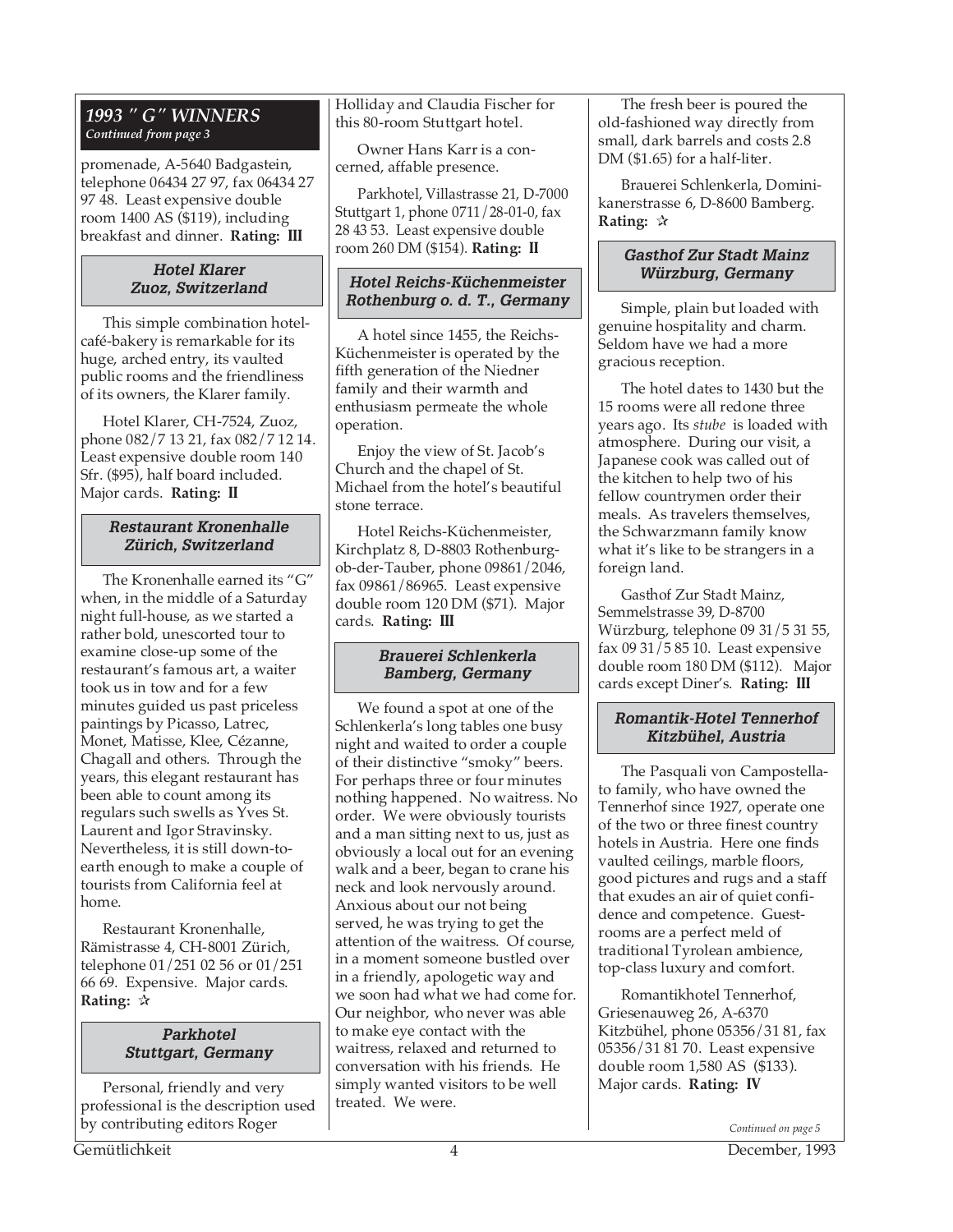## *1993 "G" WINNERS*

*Continued from page 3*

promenade, A-5640 Badgastein, telephone 06434 27 97, fax 06434 27 97 48. Least expensive double room 1400 AS ($119), including breakfast and dinner. **Rating: III**

### Hotel Klarer
### Zuoz, Switzerland

This simple combination hotel-café-bakery is remarkable for its huge, arched entry, its vaulted public rooms and the friendliness of its owners, the Klarer family.

Hotel Klarer, CH-7524, Zuoz, phone 082/7 13 21, fax 082/7 12 14. Least expensive double room 140 Sfr. ($95), half board included. Major cards. **Rating: II**

### Restaurant Kronenhalle
### Zürich, Switzerland

The Kronenhalle earned its "G" when, in the middle of a Saturday night full-house, as we started a rather bold, unescorted tour to examine close-up some of the restaurant's famous art, a waiter took us in tow and for a few minutes guided us past priceless paintings by Picasso, Latrec, Monet, Matisse, Klee, Cézanne, Chagall and others. Through the years, this elegant restaurant has been able to count among its regulars such swells as Yves St. Laurent and Igor Stravinsky. Nevertheless, it is still down-to-earth enough to make a couple of tourists from California feel at home.

Restaurant Kronenhalle, Rämistrasse 4, CH-8001 Zürich, telephone 01/251 02 56 or 01/251 66 69. Expensive. Major cards. **Rating:** ✰

### Parkhotel
### Stuttgart, Germany

Personal, friendly and very professional is the description used by contributing editors Roger Holliday and Claudia Fischer for this 80-room Stuttgart hotel.

Owner Hans Karr is a concerned, affable presence.

Parkhotel, Villastrasse 21, D-7000 Stuttgart 1, phone 0711/28-01-0, fax 28 43 53. Least expensive double room 260 DM ($154). **Rating: II**

### Hotel Reichs-Küchenmeister
### Rothenburg o. d. T., Germany

A hotel since 1455, the Reichs-Küchenmeister is operated by the fifth generation of the Niedner family and their warmth and enthusiasm permeate the whole operation.

Enjoy the view of St. Jacob's Church and the chapel of St. Michael from the hotel's beautiful stone terrace.

Hotel Reichs-Küchenmeister, Kirchplatz 8, D-8803 Rothenburg-ob-der-Tauber, phone 09861/2046, fax 09861/86965. Least expensive double room 120 DM ($71). Major cards. **Rating: III**

### Brauerei Schlenkerla
### Bamberg, Germany

We found a spot at one of the Schlenkerla's long tables one busy night and waited to order a couple of their distinctive "smoky" beers. For perhaps three or four minutes nothing happened. No waitress. No order. We were obviously tourists and a man sitting next to us, just as obviously a local out for an evening walk and a beer, began to crane his neck and look nervously around. Anxious about our not being served, he was trying to get the attention of the waitress. Of course, in a moment someone bustled over in a friendly, apologetic way and we soon had what we had come for. Our neighbor, who never was able to make eye contact with the waitress, relaxed and returned to conversation with his friends. He simply wanted visitors to be well treated. We were.

The fresh beer is poured the old-fashioned way directly from small, dark barrels and costs 2.8 DM ($1.65) for a half-liter.

Brauerei Schlenkerla, Dominikanerstrasse 6, D-8600 Bamberg. **Rating:** ✰

### Gasthof Zur Stadt Mainz
### Würzburg, Germany

Simple, plain but loaded with genuine hospitality and charm. Seldom have we had a more gracious reception.

The hotel dates to 1430 but the 15 rooms were all redone three years ago. Its *stube* is loaded with atmosphere. During our visit, a Japanese cook was called out of the kitchen to help two of his fellow countrymen order their meals. As travelers themselves, the Schwarzmann family know what it's like to be strangers in a foreign land.

Gasthof Zur Stadt Mainz, Semmelstrasse 39, D-8700 Würzburg, telephone 09 31/5 31 55, fax 09 31/5 85 10. Least expensive double room 180 DM ($112). Major cards except Diner's. **Rating: III**

### Romantik-Hotel Tennerhof
### Kitzbühel, Austria

The Pasquali von Campostellato family, who have owned the Tennerhof since 1927, operate one of the two or three finest country hotels in Austria. Here one finds vaulted ceilings, marble floors, good pictures and rugs and a staff that exudes an air of quiet confidence and competence. Guestrooms are a perfect meld of traditional Tyrolean ambience, top-class luxury and comfort.

Romantikhotel Tennerhof, Griesenauweg 26, A-6370 Kitzbühel, phone 05356/31 81, fax 05356/31 81 70. Least expensive double room 1,580 AS ($133). Major cards. **Rating: IV**

*Continued on page 5*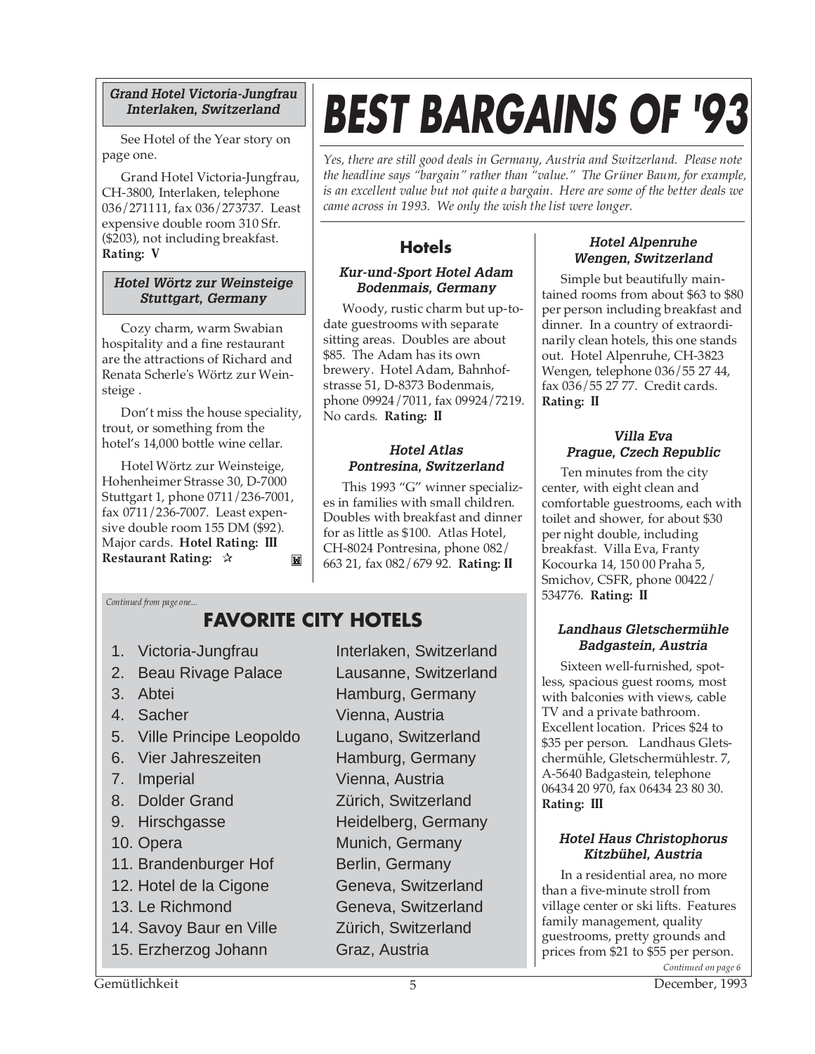### Grand Hotel Victoria-Jungfrau
### Interlaken, Switzerland

See Hotel of the Year story on page one.

Grand Hotel Victoria-Jungfrau, CH-3800, Interlaken, telephone 036/271111, fax 036/273737. Least expensive double room 310 Sfr. ($203), not including breakfast. **Rating: V**

### Hotel Wörtz zur Weinsteige
### Stuttgart, Germany

Cozy charm, warm Swabian hospitality and a fine restaurant are the attractions of Richard and Renata Scherle's Wörtz zur Weinsteige .

Don't miss the house speciality, trout, or something from the hotel's 14,000 bottle wine cellar.

Hotel Wörtz zur Weinsteige, Hohenheimer Strasse 30, D-7000 Stuttgart 1, phone 0711/236-7001, fax 0711/236-7007. Least expensive double room 155 DM ($92). Major cards. **Hotel Rating: III Restaurant Rating: ☆**

# BEST BARGAINS OF '93

*Yes, there are still good deals in Germany, Austria and Switzerland. Please note the headline says "bargain" rather than "value." The Grüner Baum, for example, is an excellent value but not quite a bargain. Here are some of the better deals we came across in 1993. We only the wish the list were longer.*

## Hotels

### Kur-und-Sport Hotel Adam
### Bodenmais, Germany

Woody, rustic charm but up-to-date guestrooms with separate sitting areas. Doubles are about $85. The Adam has its own brewery. Hotel Adam, Bahnhofstrasse 51, D-8373 Bodenmais, phone 09924/7011, fax 09924/7219. No cards. **Rating: II**

### Hotel Atlas
### Pontresina, Switzerland

This 1993 "G" winner specializes in families with small children. Doubles with breakfast and dinner for as little as $100. Atlas Hotel, CH-8024 Pontresina, phone 082/663 21, fax 082/679 92. **Rating: II**

### Hotel Alpenruhe
### Wengen, Switzerland

Simple but beautifully maintained rooms from about $63 to $80 per person including breakfast and dinner. In a country of extraordinarily clean hotels, this one stands out. Hotel Alpenruhe, CH-3823 Wengen, telephone 036/55 27 44, fax 036/55 27 77. Credit cards. **Rating: II**

### Villa Eva
### Prague, Czech Republic

Ten minutes from the city center, with eight clean and comfortable guestrooms, each with toilet and shower, for about $30 per night double, including breakfast. Villa Eva, Franty Kocourka 14, 150 00 Praha 5, Smichov, CSFR, phone 00422/534776. **Rating: II**

### Landhaus Gletschermühle
### Badgastein, Austria

Sixteen well-furnished, spotless, spacious guest rooms, most with balconies with views, cable TV and a private bathroom. Excellent location. Prices $24 to $35 per person. Landhaus Gletschermühle, Gletschermühlestr. 7, A-5640 Badgastein, telephone 06434 20 970, fax 06434 23 80 30. **Rating: III**

### Hotel Haus Christophorus
### Kitzbühel, Austria

In a residential area, no more than a five-minute stroll from village center or ski lifts. Features family management, quality guestrooms, pretty grounds and prices from $21 to $55 per person.

*Continued on page 6*

*Continued from page one...*

## FAVORITE CITY HOTELS

| | Hotel | Location |
|---|---|---|
| 1. | Victoria-Jungfrau | Interlaken, Switzerland |
| 2. | Beau Rivage Palace | Lausanne, Switzerland |
| 3. | Abtei | Hamburg, Germany |
| 4. | Sacher | Vienna, Austria |
| 5. | Ville Principe Leopoldo | Lugano, Switzerland |
| 6. | Vier Jahreszeiten | Hamburg, Germany |
| 7. | Imperial | Vienna, Austria |
| 8. | Dolder Grand | Zürich, Switzerland |
| 9. | Hirschgasse | Heidelberg, Germany |
| 10. | Opera | Munich, Germany |
| 11. | Brandenburger Hof | Berlin, Germany |
| 12. | Hotel de la Cigone | Geneva, Switzerland |
| 13. | Le Richmond | Geneva, Switzerland |
| 14. | Savoy Baur en Ville | Zürich, Switzerland |
| 15. | Erzherzog Johann | Graz, Austria |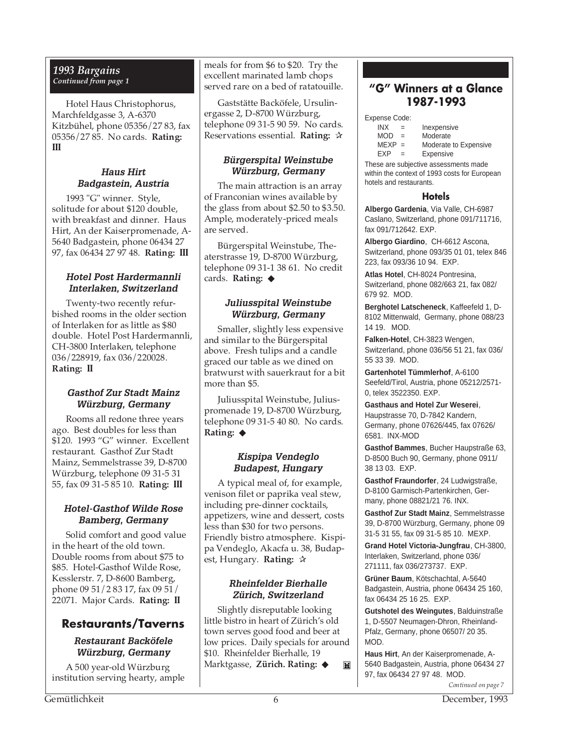## *1993 Bargains*

***Continued from page 1***

Hotel Haus Christophorus, Marchfeldgasse 3, A-6370 Kitzbühel, phone 05356/27 83, fax 05356/27 85. No cards. **Rating: III**

### *Haus Hirt* *Badgastein, Austria*

1993 "G" winner. Style, solitude for about $120 double, with breakfast and dinner. Haus Hirt, An der Kaiserpromenade, A-5640 Badgastein, phone 06434 27 97, fax 06434 27 97 48. **Rating: III**

### *Hotel Post Hardermannli* *Interlaken, Switzerland*

Twenty-two recently refurbished rooms in the older section of Interlaken for as little as $80 double. Hotel Post Hardermannli, CH-3800 Interlaken, telephone 036/228919, fax 036/220028. **Rating: II**

### *Gasthof Zur Stadt Mainz* *Würzburg, Germany*

Rooms all redone three years ago. Best doubles for less than $120. 1993 "G" winner. Excellent restaurant. Gasthof Zur Stadt Mainz, Semmelstrasse 39, D-8700 Würzburg, telephone 09 31-5 31 55, fax 09 31-5 85 10. **Rating: III**

### *Hotel-Gasthof Wilde Rose* *Bamberg, Germany*

Solid comfort and good value in the heart of the old town. Double rooms from about $75 to $85. Hotel-Gasthof Wilde Rose, Kesslerstr. 7, D-8600 Bamberg, phone 09 51/2 83 17, fax 09 51/ 22071. Major Cards. **Rating: II**

## Restaurants/Taverns

### *Restaurant Backöfele* *Würzburg, Germany*

A 500 year-old Würzburg institution serving hearty, ample meals for from $6 to $20. Try the excellent marinated lamb chops served rare on a bed of ratatouille.

Gaststätte Backöfele, Ursulinergasse 2, D-8700 Würzburg, telephone 09 31-5 90 59. No cards. Reservations essential. **Rating:** ✫

### *Bürgerspital Weinstube* *Würzburg, Germany*

The main attraction is an array of Franconian wines available by the glass from about $2.50 to $3.50. Ample, moderately-priced meals are served.

Bürgerspital Weinstube, Theaterstrasse 19, D-8700 Würzburg, telephone 09 31-1 38 61. No credit cards. **Rating:** ◆

### *Juliusspital Weinstube* *Würzburg, Germany*

Smaller, slightly less expensive and similar to the Bürgerspital above. Fresh tulips and a candle graced our table as we dined on bratwurst with sauerkraut for a bit more than $5.

Juliusspital Weinstube, Juliuspromenade 19, D-8700 Würzburg, telephone 09 31-5 40 80. No cards. **Rating:** ◆

### *Kispipa Vendeglo* *Budapest, Hungary*

A typical meal of, for example, venison filet or paprika veal stew, including pre-dinner cocktails, appetizers, wine and dessert, costs less than $30 for two persons. Friendly bistro atmosphere. Kispipa Vendeglo, Akacfa u. 38, Budapest, Hungary. **Rating:** ✫

### *Rheinfelder Bierhalle* *Zürich, Switzerland*

Slightly disreputable looking little bistro in heart of Zürich's old town serves good food and beer at low prices. Daily specials for around $10. Rheinfelder Bierhalle, 19 Marktgasse, **Zürich. Rating:** ◆

## "G" Winners at a Glance 1987-1993

Expense Code:

| | | |
|---|---|---|
| INX | = | Inexpensive |
| MOD | = | Moderate |
| MEXP | = | Moderate to Expensive |
| EXP | = | Expensive |

These are subjective assessments made within the context of 1993 costs for European hotels and restaurants.

### Hotels

**Albergo Gardenia**, Via Valle, CH-6987 Caslano, Switzerland, phone 091/711716, fax 091/712642. EXP.

**Albergo Giardino**, CH-6612 Ascona, Switzerland, phone 093/35 01 01, telex 846 223, fax 093/36 10 94. EXP.

**Atlas Hotel**, CH-8024 Pontresina, Switzerland, phone 082/663 21, fax 082/ 679 92. MOD.

**Berghotel Latscheneck**, Kaffeefeld 1, D-8102 Mittenwald, Germany, phone 088/23 14 19. MOD.

**Falken-Hotel**, CH-3823 Wengen, Switzerland, phone 036/56 51 21, fax 036/ 55 33 39. MOD.

**Gartenhotel Tümmlerhof**, A-6100 Seefeld/Tirol, Austria, phone 05212/2571-0, telex 3522350. EXP.

**Gasthaus and Hotel Zur Weserei**, Haupstrasse 70, D-7842 Kandern, Germany, phone 07626/445, fax 07626/ 6581. INX-MOD

**Gasthof Bammes**, Bucher Haupstraße 63, D-8500 Buch 90, Germany, phone 0911/ 38 13 03. EXP.

**Gasthof Fraundorfer**, 24 Ludwigstraße, D-8100 Garmisch-Partenkirchen, Germany, phone 08821/21 76. INX.

**Gasthof Zur Stadt Mainz**, Semmelstrasse 39, D-8700 Würzburg, Germany, phone 09 31-5 31 55, fax 09 31-5 85 10. MEXP.

**Grand Hotel Victoria-Jungfrau**, CH-3800, Interlaken, Switzerland, phone 036/ 271111, fax 036/273737. EXP.

**Grüner Baum**, Kötschachtal, A-5640 Badgastein, Austria, phone 06434 25 160, fax 06434 25 16 25. EXP.

**Gutshotel des Weingutes**, Balduinstraße 1, D-5507 Neumagen-Dhron, Rheinland-Pfalz, Germany, phone 06507/ 20 35. MOD.

**Haus Hirt**, An der Kaiserpromenade, A-5640 Badgastein, Austria, phone 06434 27 97, fax 06434 27 97 48. MOD.

*Continued on page 7*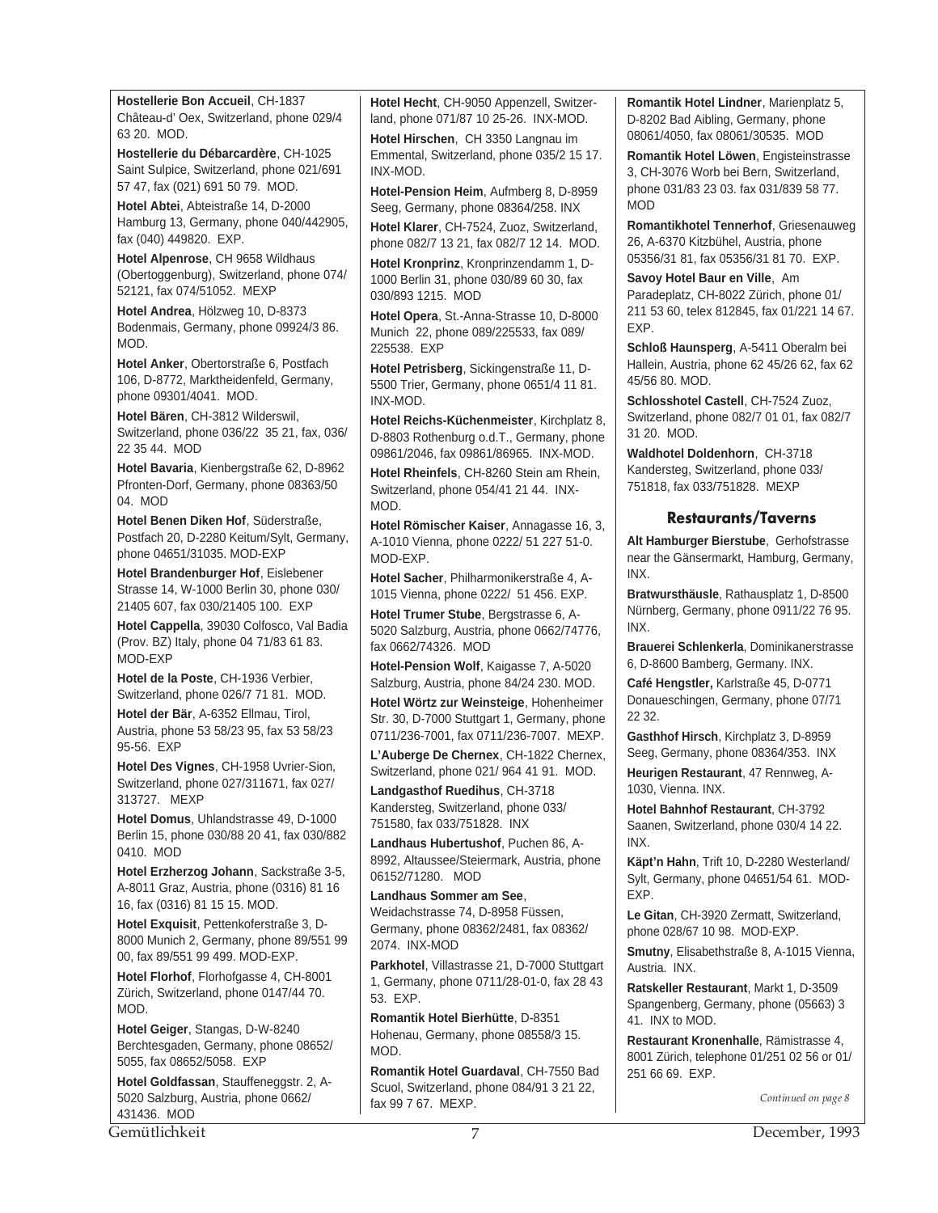**Hostellerie Bon Accueil**, CH-1837 Château-d' Oex, Switzerland, phone 029/4 63 20. MOD.

**Hostellerie du Débarcardère**, CH-1025 Saint Sulpice, Switzerland, phone 021/691 57 47, fax (021) 691 50 79. MOD.

**Hotel Abtei**, Abteistraße 14, D-2000 Hamburg 13, Germany, phone 040/442905, fax (040) 449820. EXP.

**Hotel Alpenrose**, CH 9658 Wildhaus (Obertoggenburg), Switzerland, phone 074/ 52121, fax 074/51052. MEXP

**Hotel Andrea**, Hölzweg 10, D-8373 Bodenmais, Germany, phone 09924/3 86. MOD.

**Hotel Anker**, Obertorstraße 6, Postfach 106, D-8772, Marktheidenfeld, Germany, phone 09301/4041. MOD.

**Hotel Bären**, CH-3812 Wilderswil, Switzerland, phone 036/22 35 21, fax, 036/ 22 35 44. MOD

**Hotel Bavaria**, Kienbergstraße 62, D-8962 Pfronten-Dorf, Germany, phone 08363/50 04. MOD

**Hotel Benen Diken Hof**, Süderstraße, Postfach 20, D-2280 Keitum/Sylt, Germany, phone 04651/31035. MOD-EXP

**Hotel Brandenburger Hof**, Eislebener Strasse 14, W-1000 Berlin 30, phone 030/ 21405 607, fax 030/21405 100. EXP

**Hotel Cappella**, 39030 Colfosco, Val Badia (Prov. BZ) Italy, phone 04 71/83 61 83. MOD-EXP

**Hotel de la Poste**, CH-1936 Verbier, Switzerland, phone 026/7 71 81. MOD.

**Hotel der Bär**, A-6352 Ellmau, Tirol, Austria, phone 53 58/23 95, fax 53 58/23 95-56. EXP

**Hotel Des Vignes**, CH-1958 Uvrier-Sion, Switzerland, phone 027/311671, fax 027/ 313727. MEXP

**Hotel Domus**, Uhlandstrasse 49, D-1000 Berlin 15, phone 030/88 20 41, fax 030/882 0410. MOD

**Hotel Erzherzog Johann**, Sackstraße 3-5, A-8011 Graz, Austria, phone (0316) 81 16 16, fax (0316) 81 15 15. MOD.

**Hotel Exquisit**, Pettenkoferstraße 3, D-8000 Munich 2, Germany, phone 89/551 99 00, fax 89/551 99 499. MOD-EXP.

**Hotel Florhof**, Florhofgasse 4, CH-8001 Zürich, Switzerland, phone 0147/44 70. MOD.

**Hotel Geiger**, Stangas, D-W-8240 Berchtesgaden, Germany, phone 08652/ 5055, fax 08652/5058. EXP

**Hotel Goldfassan**, Stauffeneggstr. 2, A-5020 Salzburg, Austria, phone 0662/ 431436. MOD

**Hotel Hecht**, CH-9050 Appenzell, Switzerland, phone 071/87 10 25-26. INX-MOD.

**Hotel Hirschen**, CH 3350 Langnau im Emmental, Switzerland, phone 035/2 15 17. INX-MOD.

**Hotel-Pension Heim**, Aufmberg 8, D-8959 Seeg, Germany, phone 08364/258. INX

**Hotel Klarer**, CH-7524, Zuoz, Switzerland, phone 082/7 13 21, fax 082/7 12 14. MOD.

**Hotel Kronprinz**, Kronprinzendamm 1, D-1000 Berlin 31, phone 030/89 60 30, fax 030/893 1215. MOD

**Hotel Opera**, St.-Anna-Strasse 10, D-8000 Munich 22, phone 089/225533, fax 089/ 225538. EXP

**Hotel Petrisberg**, Sickingenstraße 11, D-5500 Trier, Germany, phone 0651/4 11 81. INX-MOD.

**Hotel Reichs-Küchenmeister**, Kirchplatz 8, D-8803 Rothenburg o.d.T., Germany, phone 09861/2046, fax 09861/86965. INX-MOD.

**Hotel Rheinfels**, CH-8260 Stein am Rhein, Switzerland, phone 054/41 21 44. INX-MOD.

**Hotel Römischer Kaiser**, Annagasse 16, 3, A-1010 Vienna, phone 0222/ 51 227 51-0. MOD-EXP.

**Hotel Sacher**, Philharmonikerstraße 4, A-1015 Vienna, phone 0222/ 51 456. EXP.

**Hotel Trumer Stube**, Bergstrasse 6, A-5020 Salzburg, Austria, phone 0662/74776, fax 0662/74326. MOD

**Hotel-Pension Wolf**, Kaigasse 7, A-5020 Salzburg, Austria, phone 84/24 230. MOD.

**Hotel Wörtz zur Weinsteige**, Hohenheimer Str. 30, D-7000 Stuttgart 1, Germany, phone 0711/236-7001, fax 0711/236-7007. MEXP.

**L'Auberge De Chernex**, CH-1822 Chernex, Switzerland, phone 021/ 964 41 91. MOD.

**Landgasthof Ruedihus**, CH-3718 Kandersteg, Switzerland, phone 033/ 751580, fax 033/751828. INX

**Landhaus Hubertushof**, Puchen 86, A-8992, Altaussee/Steiermark, Austria, phone 06152/71280. MOD

**Landhaus Sommer am See**, Weidachstrasse 74, D-8958 Füssen, Germany, phone 08362/2481, fax 08362/ 2074. INX-MOD

**Parkhotel**, Villastrasse 21, D-7000 Stuttgart 1, Germany, phone 0711/28-01-0, fax 28 43 53. EXP.

**Romantik Hotel Bierhütte**, D-8351 Hohenau, Germany, phone 08558/3 15. MOD.

**Romantik Hotel Guardaval**, CH-7550 Bad Scuol, Switzerland, phone 084/91 3 21 22, fax 99 7 67. MEXP.

**Romantik Hotel Lindner**, Marienplatz 5, D-8202 Bad Aibling, Germany, phone 08061/4050, fax 08061/30535. MOD

**Romantik Hotel Löwen**, Engisteinstrasse 3, CH-3076 Worb bei Bern, Switzerland, phone 031/83 23 03. fax 031/839 58 77. MOD

**Romantikhotel Tennerhof**, Griesenauweg 26, A-6370 Kitzbühel, Austria, phone 05356/31 81, fax 05356/31 81 70. EXP.

**Savoy Hotel Baur en Ville**, Am Paradeplatz, CH-8022 Zürich, phone 01/ 211 53 60, telex 812845, fax 01/221 14 67. EXP.

**Schloß Haunsperg**, A-5411 Oberalm bei Hallein, Austria, phone 62 45/26 62, fax 62 45/56 80. MOD.

**Schlosshotel Castell**, CH-7524 Zuoz, Switzerland, phone 082/7 01 01, fax 082/7 31 20. MOD.

**Waldhotel Doldenhorn**, CH-3718 Kandersteg, Switzerland, phone 033/ 751818, fax 033/751828. MEXP

## Restaurants/Taverns

**Alt Hamburger Bierstube**, Gerhofstrasse near the Gänsermarkt, Hamburg, Germany, INX.

**Bratwursthäusle**, Rathausplatz 1, D-8500 Nürnberg, Germany, phone 0911/22 76 95. INX.

**Brauerei Schlenkerla**, Dominikanerstrasse 6, D-8600 Bamberg, Germany. INX.

**Café Hengstler,** Karlstraße 45, D-0771 Donaueschingen, Germany, phone 07/71 22 32.

**Gasthhof Hirsch**, Kirchplatz 3, D-8959 Seeg, Germany, phone 08364/353. INX

**Heurigen Restaurant**, 47 Rennweg, A-1030, Vienna. INX.

**Hotel Bahnhof Restaurant**, CH-3792 Saanen, Switzerland, phone 030/4 14 22. INX.

**Käpt'n Hahn**, Trift 10, D-2280 Westerland/ Sylt, Germany, phone 04651/54 61. MOD-EXP.

**Le Gitan**, CH-3920 Zermatt, Switzerland, phone 028/67 10 98. MOD-EXP.

**Smutny**, Elisabethstraße 8, A-1015 Vienna, Austria. INX.

**Ratskeller Restaurant**, Markt 1, D-3509 Spangenberg, Germany, phone (05663) 3 41. INX to MOD.

**Restaurant Kronenhalle**, Rämistrasse 4, 8001 Zürich, telephone 01/251 02 56 or 01/ 251 66 69. EXP.

*Continued on page 8*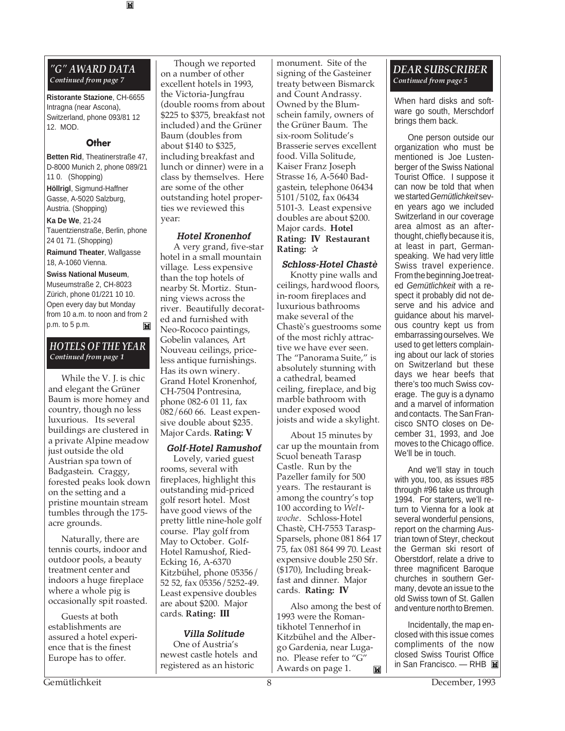## "G" AWARD DATA
*Continued from page 7*

**Ristorante Stazione**, CH-6655 Intragna (near Ascona), Switzerland, phone 093/81 12 12. MOD.

### Other

**Betten Rid**, Theatinerstraße 47, D-8000 Munich 2, phone 089/21 11 0. (Shopping)

**Höllrigl**, Sigmund-Haffner Gasse, A-5020 Salzburg, Austria. (Shopping)

**Ka De We**, 21-24 Tauentzienstraße, Berlin, phone 24 01 71. (Shopping)

**Raimund Theater**, Wallgasse 18, A-1060 Vienna.

**Swiss National Museum**, Museumstraße 2, CH-8023 Zürich, phone 01/221 10 10. Open every day but Monday from 10 a.m. to noon and from 2 p.m. to 5 p.m.

## HOTELS OF THE YEAR
*Continued from page 1*

While the V. J. is chic and elegant the Grüner Baum is more homey and country, though no less luxurious. Its several buildings are clustered in a private Alpine meadow just outside the old Austrian spa town of Badgastein. Craggy, forested peaks look down on the setting and a pristine mountain stream tumbles through the 175-acre grounds.

Naturally, there are tennis courts, indoor and outdoor pools, a beauty treatment center and indoors a huge fireplace where a whole pig is occasionally spit roasted.

Guests at both establishments are assured a hotel experience that is the finest Europe has to offer.

Though we reported on a number of other excellent hotels in 1993, the Victoria-Jungfrau (double rooms from about $225 to $375, breakfast not included) and the Grüner Baum (doubles from about $140 to $325, including breakfast and lunch or dinner) were in a class by themselves. Here are some of the other outstanding hotel properties we reviewed this year:

### Hotel Kronenhof

A very grand, five-star hotel in a small mountain village. Less expensive than the top hotels of nearby St. Mortiz. Stunning views across the river. Beautifully decorated and furnished with Neo-Rococo paintings, Gobelin valances, Art Nouveau ceilings, priceless antique furnishings. Has its own winery. Grand Hotel Kronenhof, CH-7504 Pontresina, phone 082-6 01 11, fax 082/660 66. Least expensive double about $235. Major Cards. **Rating: V**

### Golf-Hotel Ramushof

Lovely, varied guest rooms, several with fireplaces, highlight this outstanding mid-priced golf resort hotel. Most have good views of the pretty little nine-hole golf course. Play golf from May to October. Golf-Hotel Ramushof, Ried-Ecking 16, A-6370 Kitzbühel, phone 05356/52 52, fax 05356/5252-49. Least expensive doubles are about $200. Major cards. **Rating: III**

### Villa Solitude

One of Austria's newest castle hotels and registered as an historic monument. Site of the signing of the Gasteiner treaty between Bismarck and Count Andrassy. Owned by the Blumschein family, owners of the Grüner Baum. The six-room Solitude's Brasserie serves excellent food. Villa Solitude, Kaiser Franz Joseph Strasse 16, A-5640 Badgastein, telephone 06434 5101/5102, fax 06434 5101-3. Least expensive doubles are about $200. Major cards. **Hotel Rating: IV Restaurant Rating: ☆**

### Schloss-Hotel Chastè

Knotty pine walls and ceilings, hardwood floors, in-room fireplaces and luxurious bathrooms make several of the Chastè's guestrooms some of the most richly attractive we have ever seen. The "Panorama Suite," is absolutely stunning with a cathedral, beamed ceiling, fireplace, and big marble bathroom with under exposed wood joists and wide a skylight.

About 15 minutes by car up the mountain from Scuol beneath Tarasp Castle. Run by the Pazeller family for 500 years. The restaurant is among the country's top 100 according to *Weltwoche*. Schloss-Hotel Chastè, CH-7553 Tarasp-Sparsels, phone 081 864 17 75, fax 081 864 99 70. Least expensive double 250 Sfr. ($170), Including breakfast and dinner. Major cards. **Rating: IV**

Also among the best of 1993 were the Romantikhotel Tennerhof in Kitzbühel and the Albergo Gardenia, near Lugano. Please refer to "G" Awards on page 1.

## DEAR SUBSCRIBER
*Continued from page 5*

When hard disks and software go south, Merschdorf brings them back.

One person outside our organization who must be mentioned is Joe Lustenberger of the Swiss National Tourist Office. I suppose it can now be told that when we started *Gemütlichkeit* seven years ago we included Switzerland in our coverage area almost as an afterthought, chiefly because it is, at least in part, German-speaking. We had very little Swiss travel experience. From the beginning Joe treated *Gemütlichkeit* with a respect it probably did not deserve and his advice and guidance about his marvelous country kept us from embarrassing ourselves. We used to get letters complaining about our lack of stories on Switzerland but these days we hear beefs that there's too much Swiss coverage. The guy is a dynamo and a marvel of information and contacts. The San Francisco SNTO closes on December 31, 1993, and Joe moves to the Chicago office. We'll be in touch.

And we'll stay in touch with you, too, as issues #85 through #96 take us through 1994. For starters, we'll return to Vienna for a look at several wonderful pensions, report on the charming Austrian town of Steyr, checkout the German ski resort of Oberstdorf, relate a drive to three magnificent Baroque churches in southern Germany, devote an issue to the old Swiss town of St. Gallen and venture north to Bremen.

Incidentally, the map enclosed with this issue comes compliments of the now closed Swiss Tourist Office in San Francisco. — RHB